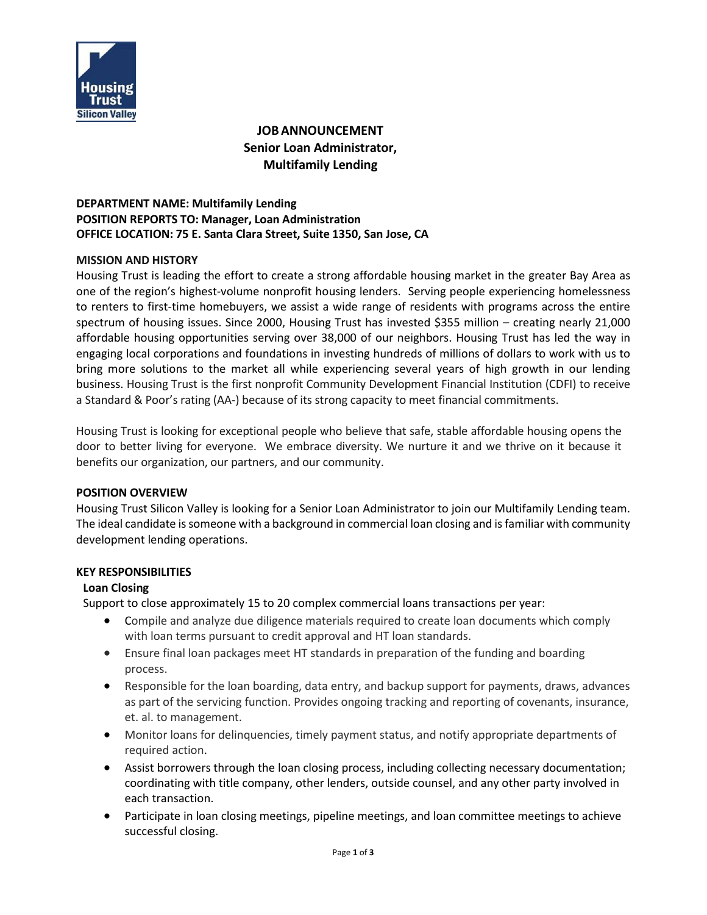# JOB ANNOUNCEMENT
## Senior Loan Administrator, Multifamily Lending

**DEPARTMENT NAME: Multifamily Lending**
**POSITION REPORTS TO: Manager, Loan Administration**
**OFFICE LOCATION: 75 E. Santa Clara Street, Suite 1350, San Jose, CA**

### MISSION AND HISTORY

Housing Trust is leading the effort to create a strong affordable housing market in the greater Bay Area as one of the region's highest-volume nonprofit housing lenders. Serving people experiencing homelessness to renters to first-time homebuyers, we assist a wide range of residents with programs across the entire spectrum of housing issues. Since 2000, Housing Trust has invested $355 million – creating nearly 21,000 affordable housing opportunities serving over 38,000 of our neighbors. Housing Trust has led the way in engaging local corporations and foundations in investing hundreds of millions of dollars to work with us to bring more solutions to the market all while experiencing several years of high growth in our lending business. Housing Trust is the first nonprofit Community Development Financial Institution (CDFI) to receive a Standard & Poor's rating (AA-) because of its strong capacity to meet financial commitments.

Housing Trust is looking for exceptional people who believe that safe, stable affordable housing opens the door to better living for everyone. We embrace diversity. We nurture it and we thrive on it because it benefits our organization, our partners, and our community.

### POSITION OVERVIEW

Housing Trust Silicon Valley is looking for a Senior Loan Administrator to join our Multifamily Lending team. The ideal candidate is someone with a background in commercial loan closing and is familiar with community development lending operations.

### KEY RESPONSIBILITIES

**Loan Closing**

Support to close approximately 15 to 20 complex commercial loans transactions per year:

- Compile and analyze due diligence materials required to create loan documents which comply with loan terms pursuant to credit approval and HT loan standards.
- Ensure final loan packages meet HT standards in preparation of the funding and boarding process.
- Responsible for the loan boarding, data entry, and backup support for payments, draws, advances as part of the servicing function. Provides ongoing tracking and reporting of covenants, insurance, et. al. to management.
- Monitor loans for delinquencies, timely payment status, and notify appropriate departments of required action.
- Assist borrowers through the loan closing process, including collecting necessary documentation; coordinating with title company, other lenders, outside counsel, and any other party involved in each transaction.
- Participate in loan closing meetings, pipeline meetings, and loan committee meetings to achieve successful closing.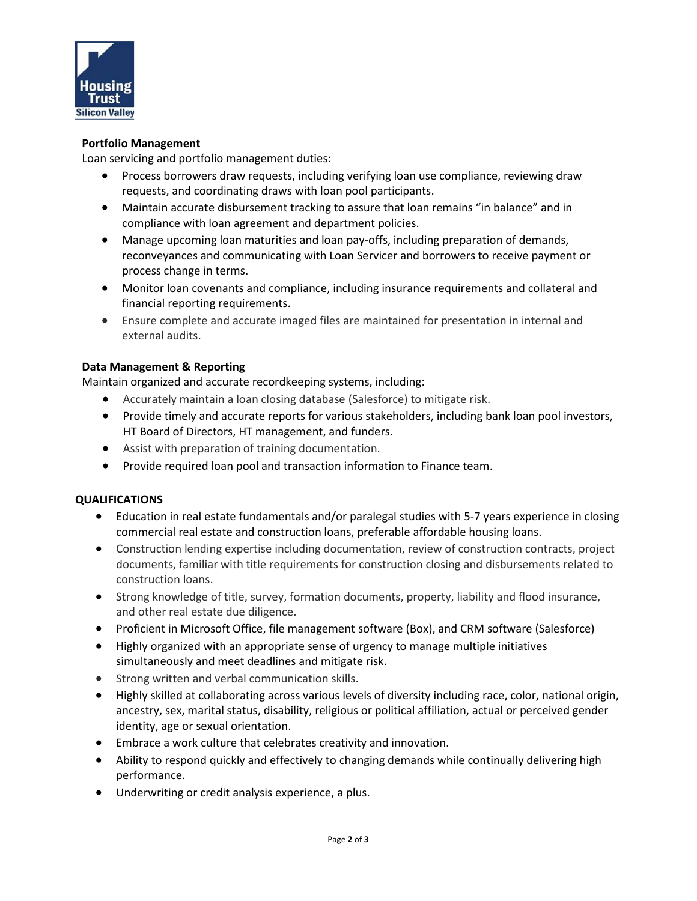**Portfolio Management**

Loan servicing and portfolio management duties:

- Process borrowers draw requests, including verifying loan use compliance, reviewing draw requests, and coordinating draws with loan pool participants.
- Maintain accurate disbursement tracking to assure that loan remains "in balance" and in compliance with loan agreement and department policies.
- Manage upcoming loan maturities and loan pay-offs, including preparation of demands, reconveyances and communicating with Loan Servicer and borrowers to receive payment or process change in terms.
- Monitor loan covenants and compliance, including insurance requirements and collateral and financial reporting requirements.
- Ensure complete and accurate imaged files are maintained for presentation in internal and external audits.

**Data Management & Reporting**

Maintain organized and accurate recordkeeping systems, including:

- Accurately maintain a loan closing database (Salesforce) to mitigate risk.
- Provide timely and accurate reports for various stakeholders, including bank loan pool investors, HT Board of Directors, HT management, and funders.
- Assist with preparation of training documentation.
- Provide required loan pool and transaction information to Finance team.

**QUALIFICATIONS**

- Education in real estate fundamentals and/or paralegal studies with 5-7 years experience in closing commercial real estate and construction loans, preferable affordable housing loans.
- Construction lending expertise including documentation, review of construction contracts, project documents, familiar with title requirements for construction closing and disbursements related to construction loans.
- Strong knowledge of title, survey, formation documents, property, liability and flood insurance, and other real estate due diligence.
- Proficient in Microsoft Office, file management software (Box), and CRM software (Salesforce)
- Highly organized with an appropriate sense of urgency to manage multiple initiatives simultaneously and meet deadlines and mitigate risk.
- Strong written and verbal communication skills.
- Highly skilled at collaborating across various levels of diversity including race, color, national origin, ancestry, sex, marital status, disability, religious or political affiliation, actual or perceived gender identity, age or sexual orientation.
- Embrace a work culture that celebrates creativity and innovation.
- Ability to respond quickly and effectively to changing demands while continually delivering high performance.
- Underwriting or credit analysis experience, a plus.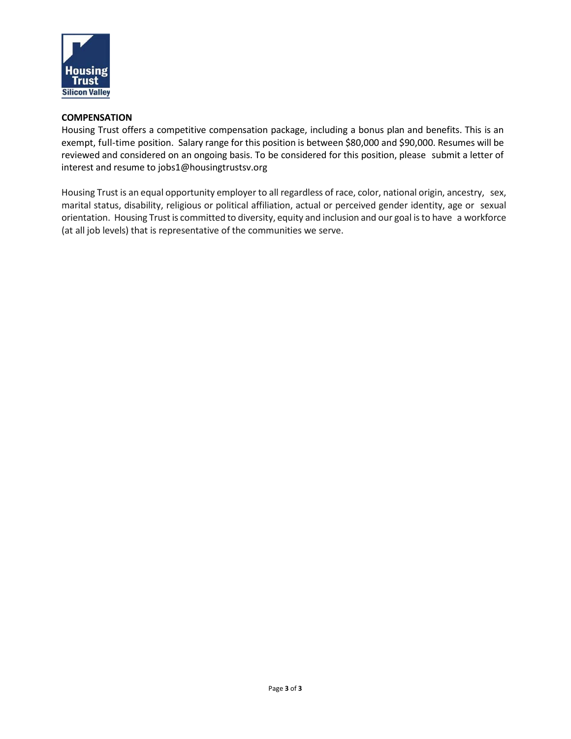## COMPENSATION

Housing Trust offers a competitive compensation package, including a bonus plan and benefits. This is an exempt, full-time position. Salary range for this position is between $80,000 and $90,000. Resumes will be reviewed and considered on an ongoing basis. To be considered for this position, please submit a letter of interest and resume to jobs1@housingtrustsv.org

Housing Trust is an equal opportunity employer to all regardless of race, color, national origin, ancestry, sex, marital status, disability, religious or political affiliation, actual or perceived gender identity, age or sexual orientation. Housing Trust is committed to diversity, equity and inclusion and our goal is to have a workforce (at all job levels) that is representative of the communities we serve.